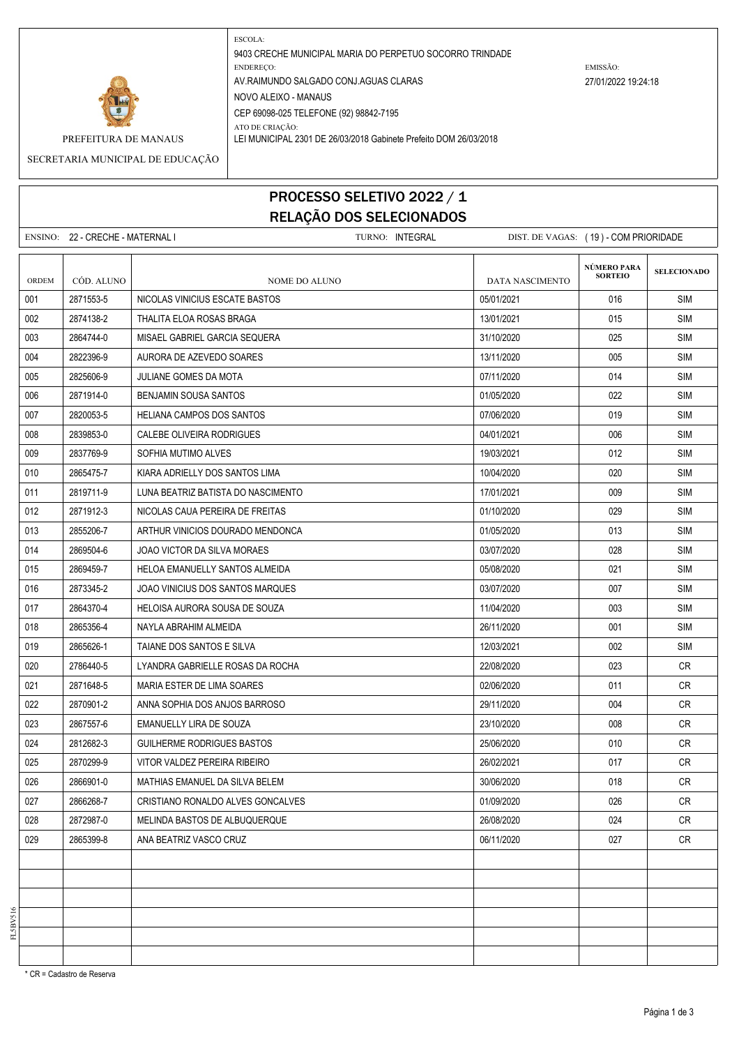PREFEITURA DE MANAUS

SECRETARIA MUNICIPAL DE EDUCAÇÃO

ESCOLA:
9403 CRECHE MUNICIPAL MARIA DO PERPETUO SOCORRO TRINDADE

ENDEREÇO:
AV.RAIMUNDO SALGADO CONJ.AGUAS CLARAS
NOVO ALEIXO - MANAUS
CEP 69098-025 TELEFONE (92) 98842-7195

ATO DE CRIAÇÃO:
LEI MUNICIPAL 2301 DE 26/03/2018 Gabinete Prefeito DOM 26/03/2018

EMISSÃO:
27/01/2022 19:24:18

# PROCESSO SELETIVO 2022 / 1
## RELAÇÃO DOS SELECIONADOS

ENSINO: 22 - CRECHE - MATERNAL I    TURNO: INTEGRAL    DIST. DE VAGAS: ( 19 ) - COM PRIORIDADE

| ORDEM | CÓD. ALUNO | NOME DO ALUNO | DATA NASCIMENTO | NÚMERO PARA SORTEIO | SELECIONADO |
|---|---|---|---|---|---|
| 001 | 2871553-5 | NICOLAS VINICIUS ESCATE BASTOS | 05/01/2021 | 016 | SIM |
| 002 | 2874138-2 | THALITA ELOA ROSAS BRAGA | 13/01/2021 | 015 | SIM |
| 003 | 2864744-0 | MISAEL GABRIEL GARCIA SEQUERA | 31/10/2020 | 025 | SIM |
| 004 | 2822396-9 | AURORA DE AZEVEDO SOARES | 13/11/2020 | 005 | SIM |
| 005 | 2825606-9 | JULIANE GOMES DA MOTA | 07/11/2020 | 014 | SIM |
| 006 | 2871914-0 | BENJAMIN SOUSA SANTOS | 01/05/2020 | 022 | SIM |
| 007 | 2820053-5 | HELIANA CAMPOS DOS SANTOS | 07/06/2020 | 019 | SIM |
| 008 | 2839853-0 | CALEBE OLIVEIRA RODRIGUES | 04/01/2021 | 006 | SIM |
| 009 | 2837769-9 | SOFHIA MUTIMO ALVES | 19/03/2021 | 012 | SIM |
| 010 | 2865475-7 | KIARA ADRIELLY DOS SANTOS LIMA | 10/04/2020 | 020 | SIM |
| 011 | 2819711-9 | LUNA BEATRIZ BATISTA DO NASCIMENTO | 17/01/2021 | 009 | SIM |
| 012 | 2871912-3 | NICOLAS CAUA PEREIRA DE FREITAS | 01/10/2020 | 029 | SIM |
| 013 | 2855206-7 | ARTHUR VINICIOS DOURADO MENDONCA | 01/05/2020 | 013 | SIM |
| 014 | 2869504-6 | JOAO VICTOR DA SILVA MORAES | 03/07/2020 | 028 | SIM |
| 015 | 2869459-7 | HELOA EMANUELLY SANTOS ALMEIDA | 05/08/2020 | 021 | SIM |
| 016 | 2873345-2 | JOAO VINICIUS DOS SANTOS MARQUES | 03/07/2020 | 007 | SIM |
| 017 | 2864370-4 | HELOISA AURORA SOUSA DE SOUZA | 11/04/2020 | 003 | SIM |
| 018 | 2865356-4 | NAYLA ABRAHIM ALMEIDA | 26/11/2020 | 001 | SIM |
| 019 | 2865626-1 | TAIANE DOS SANTOS E SILVA | 12/03/2021 | 002 | SIM |
| 020 | 2786440-5 | LYANDRA GABRIELLE ROSAS DA ROCHA | 22/08/2020 | 023 | CR |
| 021 | 2871648-5 | MARIA ESTER DE LIMA SOARES | 02/06/2020 | 011 | CR |
| 022 | 2870901-2 | ANNA SOPHIA DOS ANJOS BARROSO | 29/11/2020 | 004 | CR |
| 023 | 2867557-6 | EMANUELLY LIRA DE SOUZA | 23/10/2020 | 008 | CR |
| 024 | 2812682-3 | GUILHERME RODRIGUES BASTOS | 25/06/2020 | 010 | CR |
| 025 | 2870299-9 | VITOR VALDEZ PEREIRA RIBEIRO | 26/02/2021 | 017 | CR |
| 026 | 2866901-0 | MATHIAS EMANUEL DA SILVA BELEM | 30/06/2020 | 018 | CR |
| 027 | 2866268-7 | CRISTIANO RONALDO ALVES GONCALVES | 01/09/2020 | 026 | CR |
| 028 | 2872987-0 | MELINDA BASTOS DE ALBUQUERQUE | 26/08/2020 | 024 | CR |
| 029 | 2865399-8 | ANA BEATRIZ VASCO CRUZ | 06/11/2020 | 027 | CR |
| | | | | | |
| | | | | | |
| | | | | | |
| | | | | | |
| | | | | | |
| | | | | | |

* CR = Cadastro de Reserva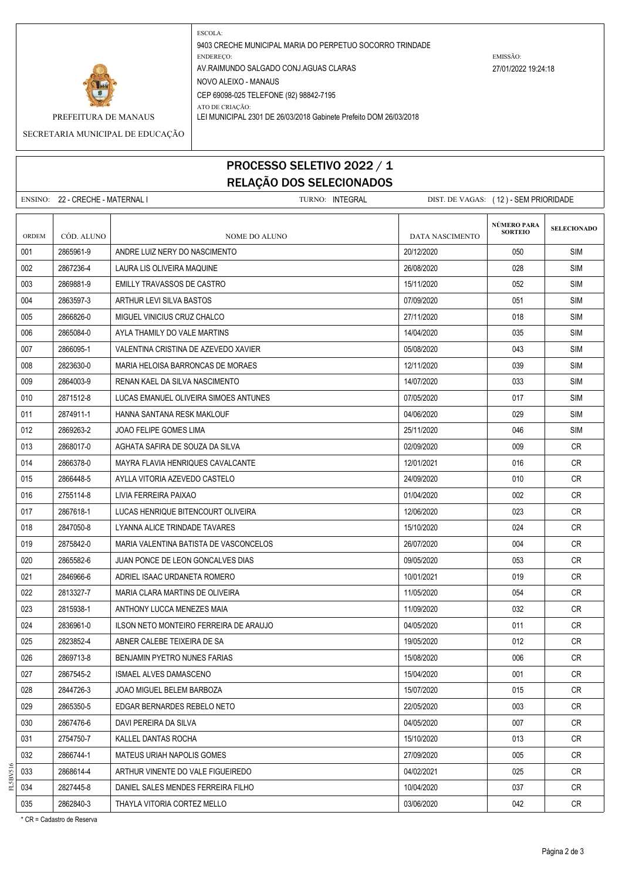PREFEITURA DE MANAUS

SECRETARIA MUNICIPAL DE EDUCAÇÃO

ESCOLA:
9403 CRECHE MUNICIPAL MARIA DO PERPETUO SOCORRO TRINDADE

ENDEREÇO:
AV.RAIMUNDO SALGADO CONJ.AGUAS CLARAS
NOVO ALEIXO - MANAUS
CEP 69098-025 TELEFONE (92) 98842-7195

ATO DE CRIAÇÃO:
LEI MUNICIPAL 2301 DE 26/03/2018 Gabinete Prefeito DOM 26/03/2018

EMISSÃO:
27/01/2022 19:24:18

# PROCESSO SELETIVO 2022 / 1
## RELAÇÃO DOS SELECIONADOS

ENSINO: 22 - CRECHE - MATERNAL I    TURNO: INTEGRAL    DIST. DE VAGAS: ( 12 ) - SEM PRIORIDADE

| ORDEM | CÓD. ALUNO | NOME DO ALUNO | DATA NASCIMENTO | NÚMERO PARA SORTEIO | SELECIONADO |
|---|---|---|---|---|---|
| 001 | 2865961-9 | ANDRE LUIZ NERY DO NASCIMENTO | 20/12/2020 | 050 | SIM |
| 002 | 2867236-4 | LAURA LIS OLIVEIRA MAQUINE | 26/08/2020 | 028 | SIM |
| 003 | 2869881-9 | EMILLY TRAVASSOS DE CASTRO | 15/11/2020 | 052 | SIM |
| 004 | 2863597-3 | ARTHUR LEVI SILVA BASTOS | 07/09/2020 | 051 | SIM |
| 005 | 2866826-0 | MIGUEL VINICIUS CRUZ CHALCO | 27/11/2020 | 018 | SIM |
| 006 | 2865084-0 | AYLA THAMILY DO VALE MARTINS | 14/04/2020 | 035 | SIM |
| 007 | 2866095-1 | VALENTINA CRISTINA DE AZEVEDO XAVIER | 05/08/2020 | 043 | SIM |
| 008 | 2823630-0 | MARIA HELOISA BARRONCAS DE MORAES | 12/11/2020 | 039 | SIM |
| 009 | 2864003-9 | RENAN KAEL DA SILVA NASCIMENTO | 14/07/2020 | 033 | SIM |
| 010 | 2871512-8 | LUCAS EMANUEL OLIVEIRA SIMOES ANTUNES | 07/05/2020 | 017 | SIM |
| 011 | 2874911-1 | HANNA SANTANA RESK MAKLOUF | 04/06/2020 | 029 | SIM |
| 012 | 2869263-2 | JOAO FELIPE GOMES LIMA | 25/11/2020 | 046 | SIM |
| 013 | 2868017-0 | AGHATA SAFIRA DE SOUZA DA SILVA | 02/09/2020 | 009 | CR |
| 014 | 2866378-0 | MAYRA FLAVIA HENRIQUES CAVALCANTE | 12/01/2021 | 016 | CR |
| 015 | 2866448-5 | AYLLA VITORIA AZEVEDO CASTELO | 24/09/2020 | 010 | CR |
| 016 | 2755114-8 | LIVIA FERREIRA PAIXAO | 01/04/2020 | 002 | CR |
| 017 | 2867618-1 | LUCAS HENRIQUE BITENCOURT OLIVEIRA | 12/06/2020 | 023 | CR |
| 018 | 2847050-8 | LYANNA ALICE TRINDADE TAVARES | 15/10/2020 | 024 | CR |
| 019 | 2875842-0 | MARIA VALENTINA BATISTA DE VASCONCELOS | 26/07/2020 | 004 | CR |
| 020 | 2865582-6 | JUAN PONCE DE LEON GONCALVES DIAS | 09/05/2020 | 053 | CR |
| 021 | 2846966-6 | ADRIEL ISAAC URDANETA ROMERO | 10/01/2021 | 019 | CR |
| 022 | 2813327-7 | MARIA CLARA MARTINS DE OLIVEIRA | 11/05/2020 | 054 | CR |
| 023 | 2815938-1 | ANTHONY LUCCA MENEZES MAIA | 11/09/2020 | 032 | CR |
| 024 | 2836961-0 | ILSON NETO MONTEIRO FERREIRA DE ARAUJO | 04/05/2020 | 011 | CR |
| 025 | 2823852-4 | ABNER CALEBE TEIXEIRA DE SA | 19/05/2020 | 012 | CR |
| 026 | 2869713-8 | BENJAMIN PYETRO NUNES FARIAS | 15/08/2020 | 006 | CR |
| 027 | 2867545-2 | ISMAEL ALVES DAMASCENO | 15/04/2020 | 001 | CR |
| 028 | 2844726-3 | JOAO MIGUEL BELEM BARBOZA | 15/07/2020 | 015 | CR |
| 029 | 2865350-5 | EDGAR BERNARDES REBELO NETO | 22/05/2020 | 003 | CR |
| 030 | 2867476-6 | DAVI PEREIRA DA SILVA | 04/05/2020 | 007 | CR |
| 031 | 2754750-7 | KALLEL DANTAS ROCHA | 15/10/2020 | 013 | CR |
| 032 | 2866744-1 | MATEUS URIAH NAPOLIS GOMES | 27/09/2020 | 005 | CR |
| 033 | 2868614-4 | ARTHUR VINENTE DO VALE FIGUEIREDO | 04/02/2021 | 025 | CR |
| 034 | 2827445-8 | DANIEL SALES MENDES FERREIRA FILHO | 10/04/2020 | 037 | CR |
| 035 | 2862840-3 | THAYLA VITORIA CORTEZ MELLO | 03/06/2020 | 042 | CR |

* CR = Cadastro de Reserva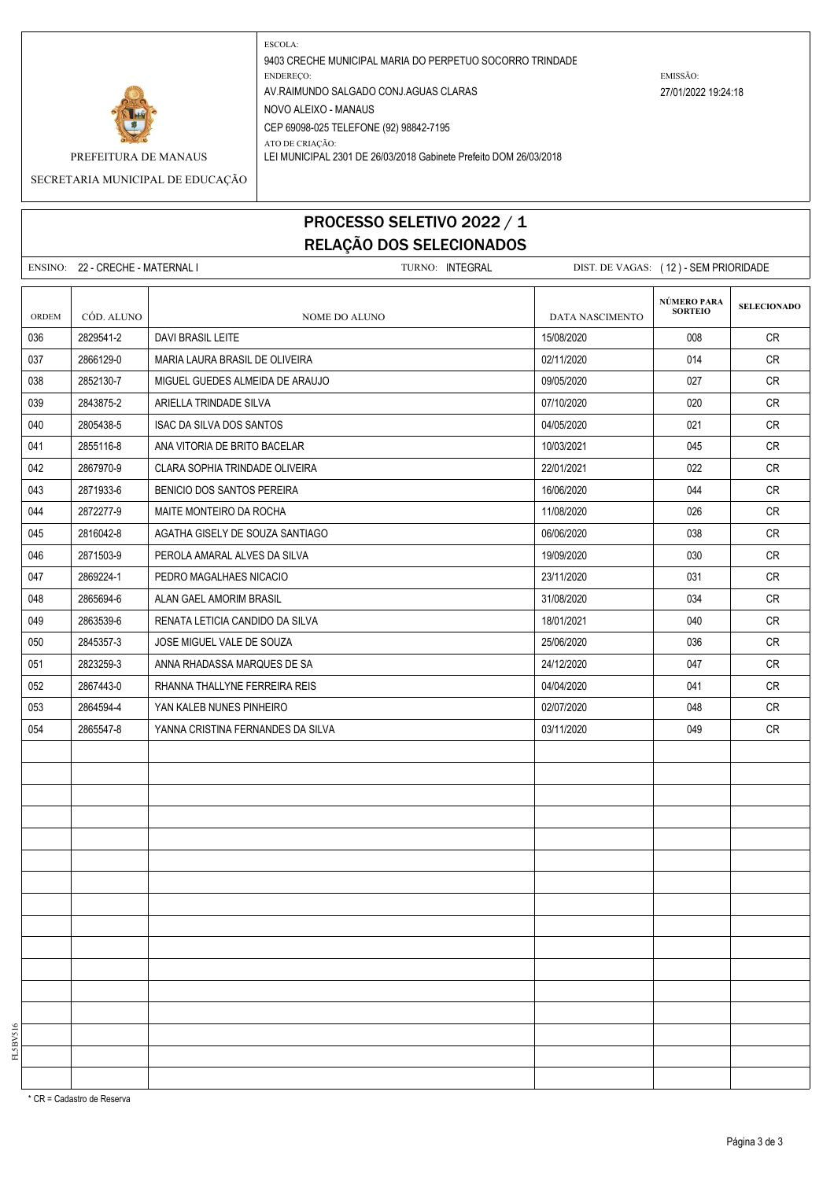PREFEITURA DE MANAUS

SECRETARIA MUNICIPAL DE EDUCAÇÃO

ESCOLA:
9403 CRECHE MUNICIPAL MARIA DO PERPETUO SOCORRO TRINDADE

ENDEREÇO:
AV.RAIMUNDO SALGADO CONJ.AGUAS CLARAS
NOVO ALEIXO - MANAUS
CEP 69098-025 TELEFONE (92) 98842-7195

ATO DE CRIAÇÃO:
LEI MUNICIPAL 2301 DE 26/03/2018 Gabinete Prefeito DOM 26/03/2018

EMISSÃO:
27/01/2022 19:24:18

# PROCESSO SELETIVO 2022 / 1
## RELAÇÃO DOS SELECIONADOS

ENSINO: 22 - CRECHE - MATERNAL I TURNO: INTEGRAL DIST. DE VAGAS: ( 12 ) - SEM PRIORIDADE

| ORDEM | CÓD. ALUNO | NOME DO ALUNO | DATA NASCIMENTO | NÚMERO PARA SORTEIO | SELECIONADO |
|---|---|---|---|---|---|
| 036 | 2829541-2 | DAVI BRASIL LEITE | 15/08/2020 | 008 | CR |
| 037 | 2866129-0 | MARIA LAURA BRASIL DE OLIVEIRA | 02/11/2020 | 014 | CR |
| 038 | 2852130-7 | MIGUEL GUEDES ALMEIDA DE ARAUJO | 09/05/2020 | 027 | CR |
| 039 | 2843875-2 | ARIELLA TRINDADE SILVA | 07/10/2020 | 020 | CR |
| 040 | 2805438-5 | ISAC DA SILVA DOS SANTOS | 04/05/2020 | 021 | CR |
| 041 | 2855116-8 | ANA VITORIA DE BRITO BACELAR | 10/03/2021 | 045 | CR |
| 042 | 2867970-9 | CLARA SOPHIA TRINDADE OLIVEIRA | 22/01/2021 | 022 | CR |
| 043 | 2871933-6 | BENICIO DOS SANTOS PEREIRA | 16/06/2020 | 044 | CR |
| 044 | 2872277-9 | MAITE MONTEIRO DA ROCHA | 11/08/2020 | 026 | CR |
| 045 | 2816042-8 | AGATHA GISELY DE SOUZA SANTIAGO | 06/06/2020 | 038 | CR |
| 046 | 2871503-9 | PEROLA AMARAL ALVES DA SILVA | 19/09/2020 | 030 | CR |
| 047 | 2869224-1 | PEDRO MAGALHAES NICACIO | 23/11/2020 | 031 | CR |
| 048 | 2865694-6 | ALAN GAEL AMORIM BRASIL | 31/08/2020 | 034 | CR |
| 049 | 2863539-6 | RENATA LETICIA CANDIDO DA SILVA | 18/01/2021 | 040 | CR |
| 050 | 2845357-3 | JOSE MIGUEL VALE DE SOUZA | 25/06/2020 | 036 | CR |
| 051 | 2823259-3 | ANNA RHADASSA MARQUES DE SA | 24/12/2020 | 047 | CR |
| 052 | 2867443-0 | RHANNA THALLYNE FERREIRA REIS | 04/04/2020 | 041 | CR |
| 053 | 2864594-4 | YAN KALEB NUNES PINHEIRO | 02/07/2020 | 048 | CR |
| 054 | 2865547-8 | YANNA CRISTINA FERNANDES DA SILVA | 03/11/2020 | 049 | CR |

\* CR = Cadastro de Reserva